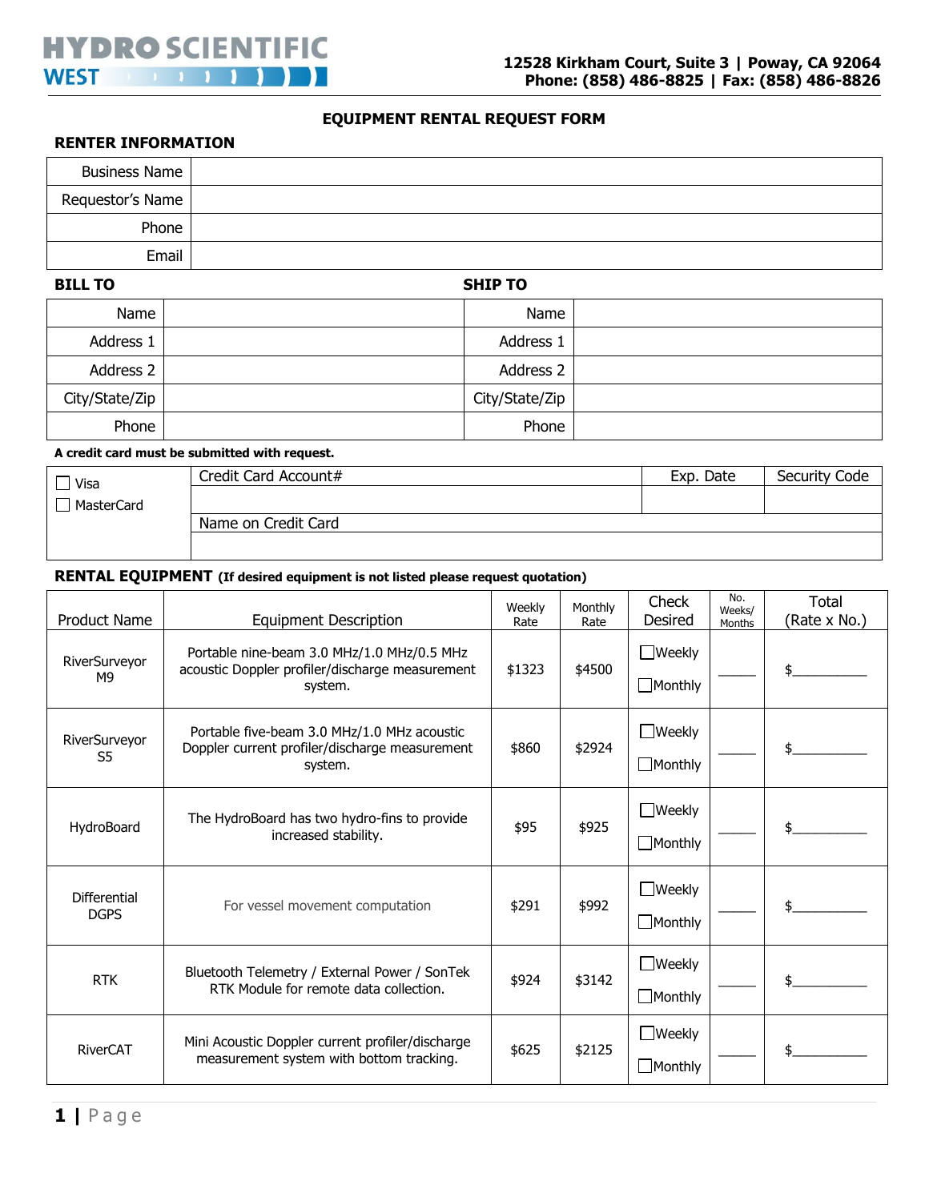# HYDRO SCIENTIFIC WEST

12528 Kirkham Court, Suite 3 | Poway, CA 92064
Phone: (858) 486-8825 | Fax: (858) 486-8826

## EQUIPMENT RENTAL REQUEST FORM

### RENTER INFORMATION

| | |
|---|---|
| Business Name | |
| Requestor's Name | |
| Phone | |
| Email | |

### BILL TO / SHIP TO

| BILL TO | | SHIP TO | |
|---|---|---|---|
| Name | | Name | |
| Address 1 | | Address 1 | |
| Address 2 | | Address 2 | |
| City/State/Zip | | City/State/Zip | |
| Phone | | Phone | |

**A credit card must be submitted with request.**

| | Credit Card Account# | Exp. Date | Security Code |
|---|---|---|---|
| ☐ Visa<br>☐ MasterCard | | | |
| | Name on Credit Card | | |
| | | | |

### RENTAL EQUIPMENT (If desired equipment is not listed please request quotation)

| Product Name | Equipment Description | Weekly Rate | Monthly Rate | Check Desired | No. Weeks/ Months | Total (Rate x No.) |
|---|---|---|---|---|---|---|
| RiverSurveyor M9 | Portable nine-beam 3.0 MHz/1.0 MHz/0.5 MHz acoustic Doppler profiler/discharge measurement system. | $1323 | $4500 | ☐Weekly<br>☐Monthly | _____ | $__________ |
| RiverSurveyor S5 | Portable five-beam 3.0 MHz/1.0 MHz acoustic Doppler current profiler/discharge measurement system. | $860 | $2924 | ☐Weekly<br>☐Monthly | _____ | $__________ |
| HydroBoard | The HydroBoard has two hydro-fins to provide increased stability. | $95 | $925 | ☐Weekly<br>☐Monthly | _____ | $__________ |
| Differential DGPS | For vessel movement computation | $291 | $992 | ☐Weekly<br>☐Monthly | _____ | $__________ |
| RTK | Bluetooth Telemetry / External Power / SonTek RTK Module for remote data collection. | $924 | $3142 | ☐Weekly<br>☐Monthly | _____ | $__________ |
| RiverCAT | Mini Acoustic Doppler current profiler/discharge measurement system with bottom tracking. | $625 | $2125 | ☐Weekly<br>☐Monthly | _____ | $__________ |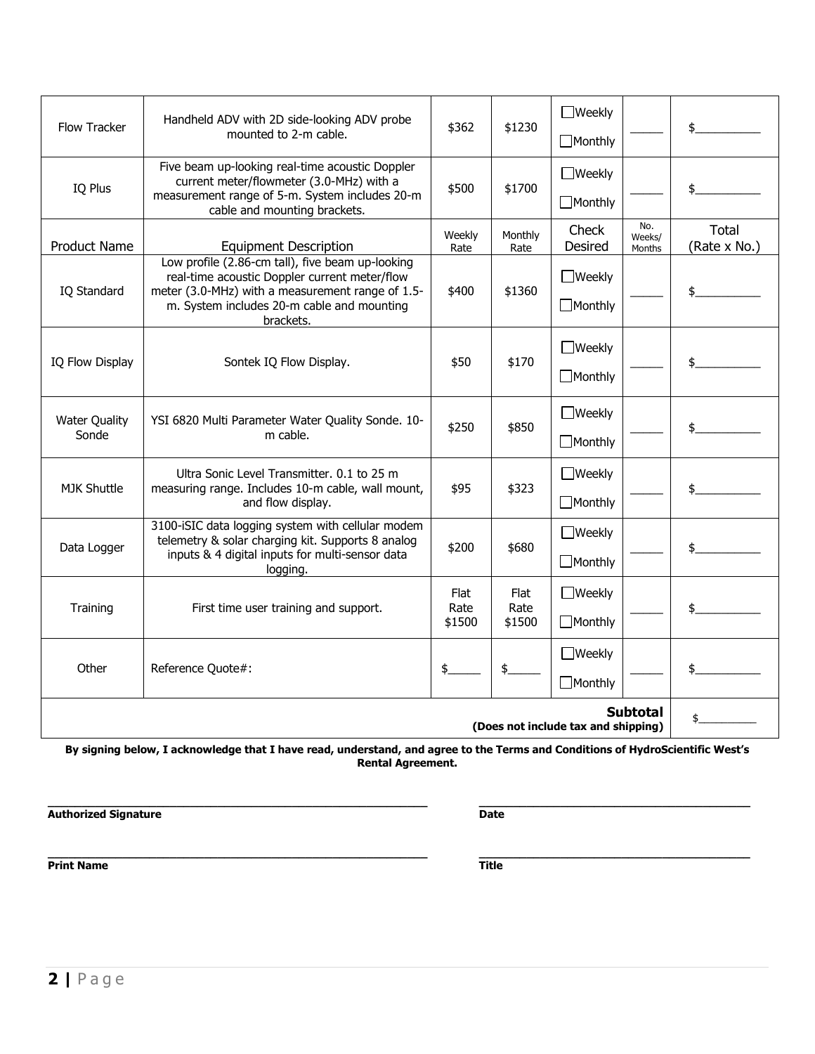| | | | | | | |
|---|---|---|---|---|---|---|
| Flow Tracker | Handheld ADV with 2D side-looking ADV probe mounted to 2-m cable. | $362 | $1230 | ☐Weekly ☐Monthly | _____ | $__________ |
| IQ Plus | Five beam up-looking real-time acoustic Doppler current meter/flowmeter (3.0-MHz) with a measurement range of 5-m. System includes 20-m cable and mounting brackets. | $500 | $1700 | ☐Weekly ☐Monthly | _____ | $__________ |
| Product Name | Equipment Description | Weekly Rate | Monthly Rate | Check Desired | No. Weeks/ Months | Total (Rate x No.) |
| IQ Standard | Low profile (2.86-cm tall), five beam up-looking real-time acoustic Doppler current meter/flow meter (3.0-MHz) with a measurement range of 1.5-m. System includes 20-m cable and mounting brackets. | $400 | $1360 | ☐Weekly ☐Monthly | _____ | $__________ |
| IQ Flow Display | Sontek IQ Flow Display. | $50 | $170 | ☐Weekly ☐Monthly | _____ | $__________ |
| Water Quality Sonde | YSI 6820 Multi Parameter Water Quality Sonde. 10-m cable. | $250 | $850 | ☐Weekly ☐Monthly | _____ | $__________ |
| MJK Shuttle | Ultra Sonic Level Transmitter. 0.1 to 25 m measuring range. Includes 10-m cable, wall mount, and flow display. | $95 | $323 | ☐Weekly ☐Monthly | _____ | $__________ |
| Data Logger | 3100-iSIC data logging system with cellular modem telemetry & solar charging kit. Supports 8 analog inputs & 4 digital inputs for multi-sensor data logging. | $200 | $680 | ☐Weekly ☐Monthly | _____ | $__________ |
| Training | First time user training and support. | Flat Rate $1500 | Flat Rate $1500 | ☐Weekly ☐Monthly | _____ | $__________ |
| Other | Reference Quote#: | $_____ | $_____ | ☐Weekly ☐Monthly | _____ | $__________ |
| | | | | | **Subtotal** **(Does not include tax and shipping)** | $_________ |

**By signing below, I acknowledge that I have read, understand, and agree to the Terms and Conditions of HydroScientific West's Rental Agreement.**

_______________________________________________________ _______________________________________

**Authorized Signature** **Date**

_______________________________________________________ _______________________________________

**Print Name** **Title**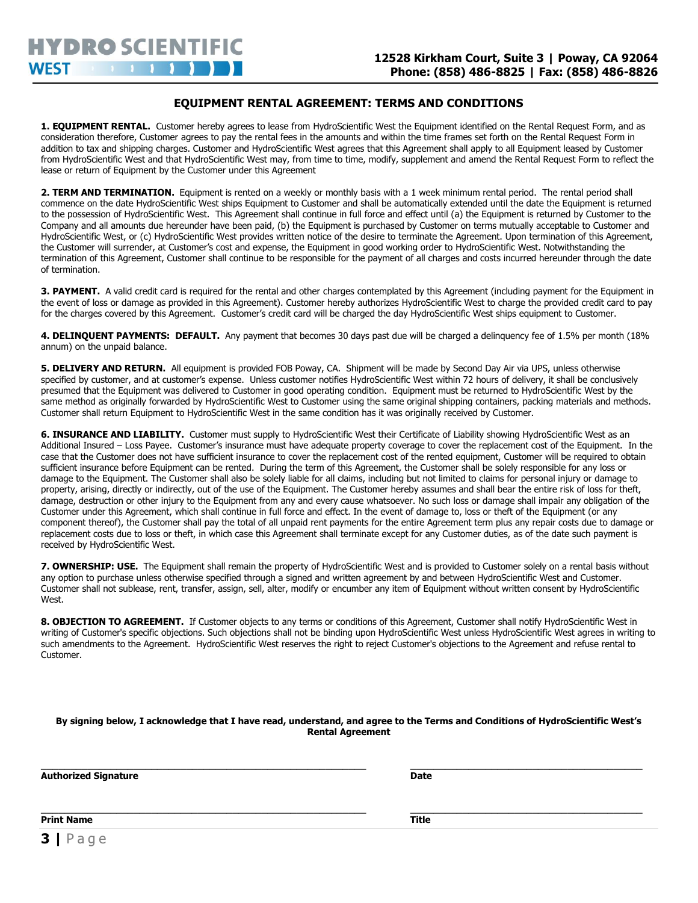**HYDRO SCIENTIFIC WEST**

**12528 Kirkham Court, Suite 3 | Poway, CA 92064**
**Phone: (858) 486-8825 | Fax: (858) 486-8826**

## EQUIPMENT RENTAL AGREEMENT: TERMS AND CONDITIONS

**1. EQUIPMENT RENTAL.** Customer hereby agrees to lease from HydroScientific West the Equipment identified on the Rental Request Form, and as consideration therefore, Customer agrees to pay the rental fees in the amounts and within the time frames set forth on the Rental Request Form in addition to tax and shipping charges. Customer and HydroScientific West agrees that this Agreement shall apply to all Equipment leased by Customer from HydroScientific West and that HydroScientific West may, from time to time, modify, supplement and amend the Rental Request Form to reflect the lease or return of Equipment by the Customer under this Agreement

**2. TERM AND TERMINATION.** Equipment is rented on a weekly or monthly basis with a 1 week minimum rental period. The rental period shall commence on the date HydroScientific West ships Equipment to Customer and shall be automatically extended until the date the Equipment is returned to the possession of HydroScientific West. This Agreement shall continue in full force and effect until (a) the Equipment is returned by Customer to the Company and all amounts due hereunder have been paid, (b) the Equipment is purchased by Customer on terms mutually acceptable to Customer and HydroScientific West, or (c) HydroScientific West provides written notice of the desire to terminate the Agreement. Upon termination of this Agreement, the Customer will surrender, at Customer's cost and expense, the Equipment in good working order to HydroScientific West. Notwithstanding the termination of this Agreement, Customer shall continue to be responsible for the payment of all charges and costs incurred hereunder through the date of termination.

**3. PAYMENT.** A valid credit card is required for the rental and other charges contemplated by this Agreement (including payment for the Equipment in the event of loss or damage as provided in this Agreement). Customer hereby authorizes HydroScientific West to charge the provided credit card to pay for the charges covered by this Agreement. Customer's credit card will be charged the day HydroScientific West ships equipment to Customer.

**4. DELINQUENT PAYMENTS: DEFAULT.** Any payment that becomes 30 days past due will be charged a delinquency fee of 1.5% per month (18% annum) on the unpaid balance.

**5. DELIVERY AND RETURN.** All equipment is provided FOB Poway, CA. Shipment will be made by Second Day Air via UPS, unless otherwise specified by customer, and at customer's expense. Unless customer notifies HydroScientific West within 72 hours of delivery, it shall be conclusively presumed that the Equipment was delivered to Customer in good operating condition. Equipment must be returned to HydroScientific West by the same method as originally forwarded by HydroScientific West to Customer using the same original shipping containers, packing materials and methods. Customer shall return Equipment to HydroScientific West in the same condition has it was originally received by Customer.

**6. INSURANCE AND LIABILITY.** Customer must supply to HydroScientific West their Certificate of Liability showing HydroScientific West as an Additional Insured – Loss Payee. Customer's insurance must have adequate property coverage to cover the replacement cost of the Equipment. In the case that the Customer does not have sufficient insurance to cover the replacement cost of the rented equipment, Customer will be required to obtain sufficient insurance before Equipment can be rented. During the term of this Agreement, the Customer shall be solely responsible for any loss or damage to the Equipment. The Customer shall also be solely liable for all claims, including but not limited to claims for personal injury or damage to property, arising, directly or indirectly, out of the use of the Equipment. The Customer hereby assumes and shall bear the entire risk of loss for theft, damage, destruction or other injury to the Equipment from any and every cause whatsoever. No such loss or damage shall impair any obligation of the Customer under this Agreement, which shall continue in full force and effect. In the event of damage to, loss or theft of the Equipment (or any component thereof), the Customer shall pay the total of all unpaid rent payments for the entire Agreement term plus any repair costs due to damage or replacement costs due to loss or theft, in which case this Agreement shall terminate except for any Customer duties, as of the date such payment is received by HydroScientific West.

**7. OWNERSHIP: USE.** The Equipment shall remain the property of HydroScientific West and is provided to Customer solely on a rental basis without any option to purchase unless otherwise specified through a signed and written agreement by and between HydroScientific West and Customer. Customer shall not sublease, rent, transfer, assign, sell, alter, modify or encumber any item of Equipment without written consent by HydroScientific West.

**8. OBJECTION TO AGREEMENT.** If Customer objects to any terms or conditions of this Agreement, Customer shall notify HydroScientific West in writing of Customer's specific objections. Such objections shall not be binding upon HydroScientific West unless HydroScientific West agrees in writing to such amendments to the Agreement. HydroScientific West reserves the right to reject Customer's objections to the Agreement and refuse rental to Customer.

**By signing below, I acknowledge that I have read, understand, and agree to the Terms and Conditions of HydroScientific West's Rental Agreement**

______________________________ ______________________________
**Authorized Signature** **Date**

______________________________ ______________________________
**Print Name** **Title**